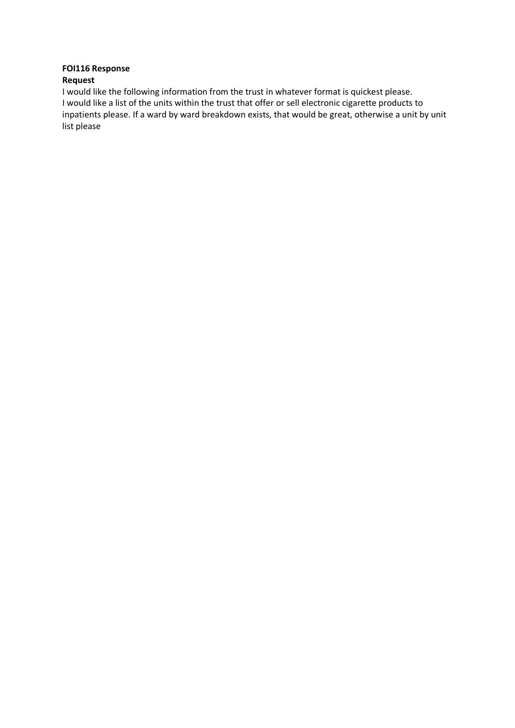**FOI116 Response**

**Request**

I would like the following information from the trust in whatever format is quickest please.
I would like a list of the units within the trust that offer or sell electronic cigarette products to inpatients please. If a ward by ward breakdown exists, that would be great, otherwise a unit by unit list please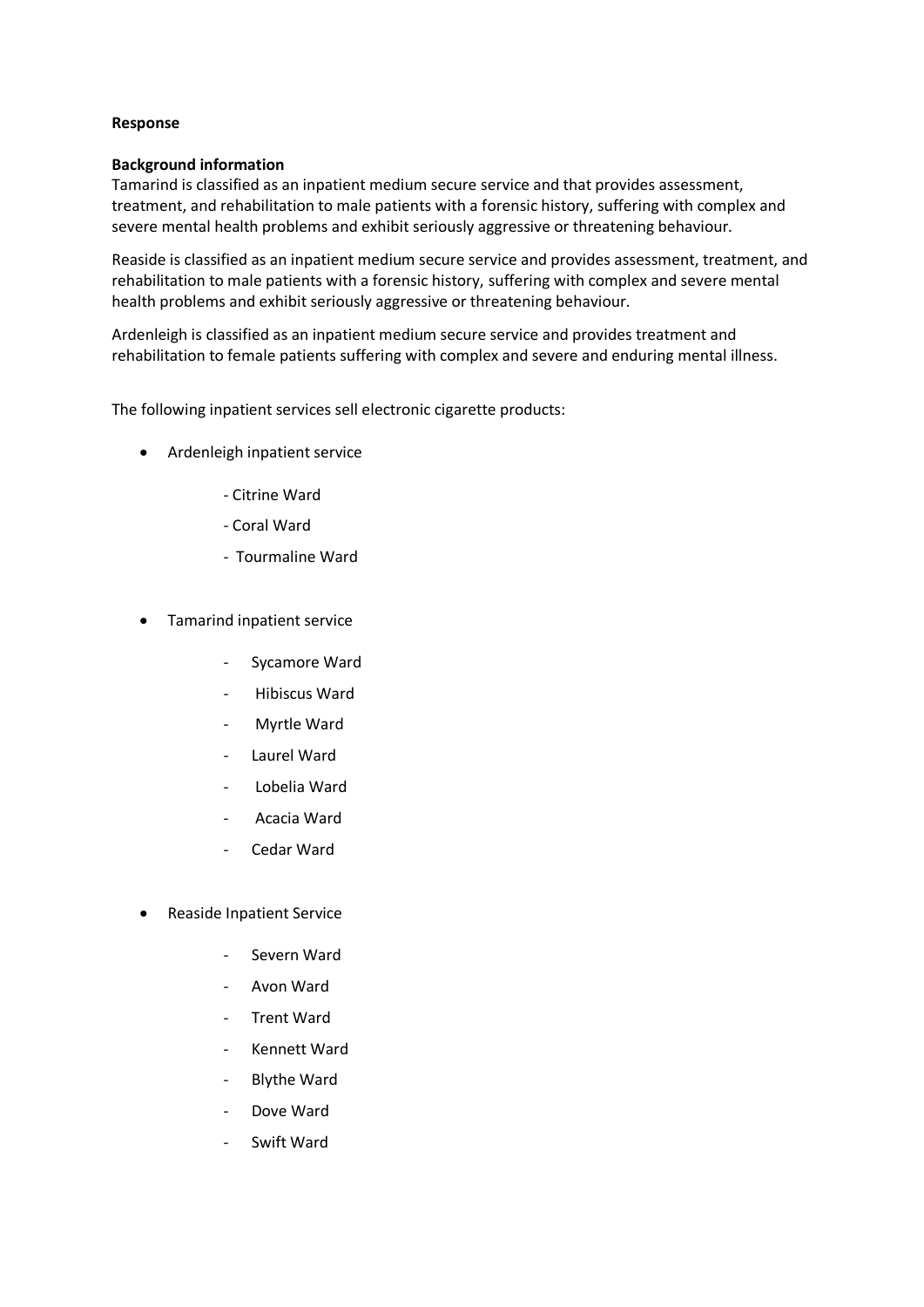**Response**

**Background information**

Tamarind is classified as an inpatient medium secure service and that provides assessment, treatment, and rehabilitation to male patients with a forensic history, suffering with complex and severe mental health problems and exhibit seriously aggressive or threatening behaviour.

Reaside is classified as an inpatient medium secure service and provides assessment, treatment, and rehabilitation to male patients with a forensic history, suffering with complex and severe mental health problems and exhibit seriously aggressive or threatening behaviour.

Ardenleigh is classified as an inpatient medium secure service and provides treatment and rehabilitation to female patients suffering with complex and severe and enduring mental illness.

The following inpatient services sell electronic cigarette products:

- Ardenleigh inpatient service
  - Citrine Ward
  - Coral Ward
  - Tourmaline Ward
- Tamarind inpatient service
  - Sycamore Ward
  - Hibiscus Ward
  - Myrtle Ward
  - Laurel Ward
  - Lobelia Ward
  - Acacia Ward
  - Cedar Ward
- Reaside Inpatient Service
  - Severn Ward
  - Avon Ward
  - Trent Ward
  - Kennett Ward
  - Blythe Ward
  - Dove Ward
  - Swift Ward